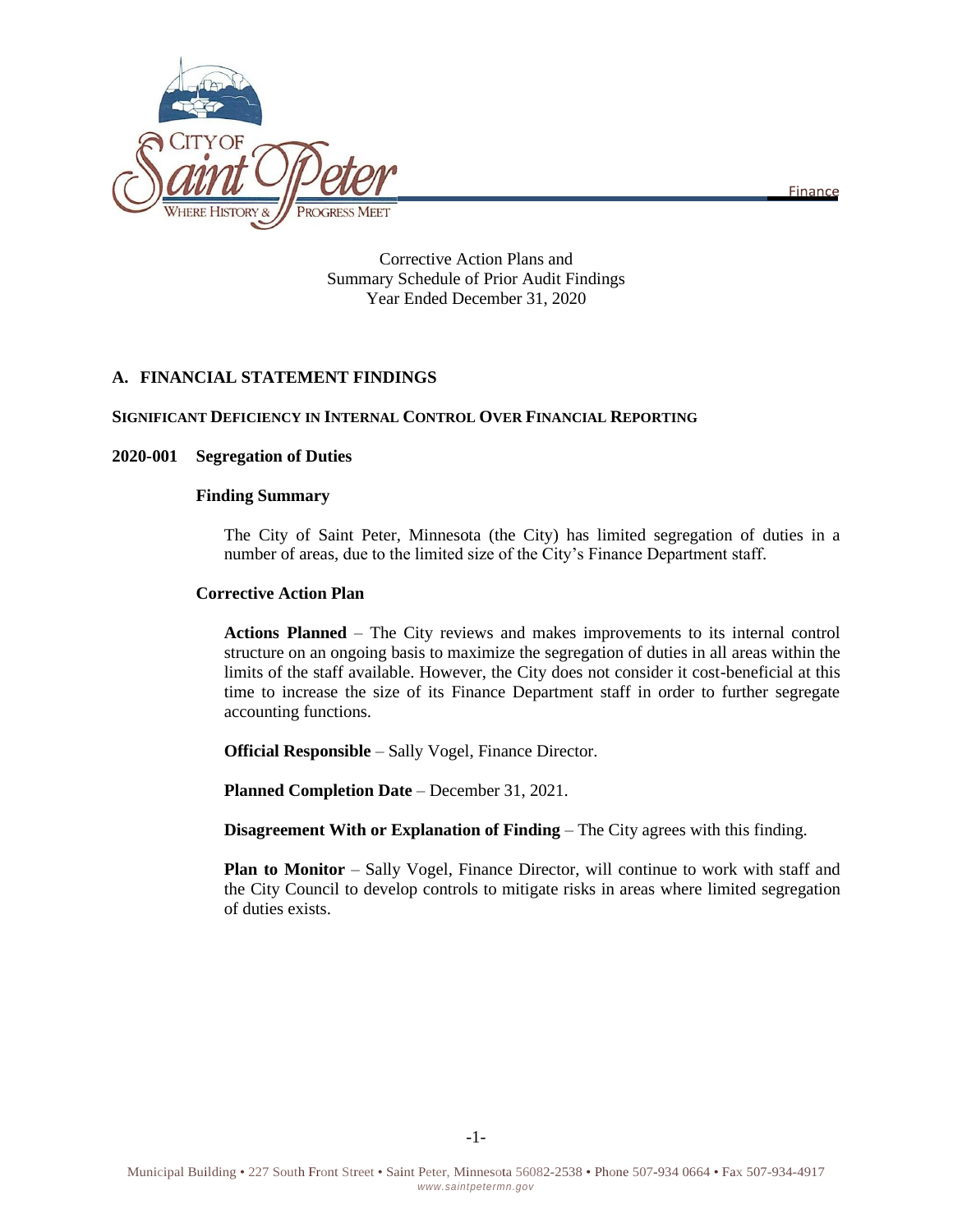Corrective Action Plans and
Summary Schedule of Prior Audit Findings
Year Ended December 31, 2020

## A. FINANCIAL STATEMENT FINDINGS

### SIGNIFICANT DEFICIENCY IN INTERNAL CONTROL OVER FINANCIAL REPORTING

### 2020-001 Segregation of Duties

**Finding Summary**

The City of Saint Peter, Minnesota (the City) has limited segregation of duties in a number of areas, due to the limited size of the City's Finance Department staff.

**Corrective Action Plan**

**Actions Planned** – The City reviews and makes improvements to its internal control structure on an ongoing basis to maximize the segregation of duties in all areas within the limits of the staff available. However, the City does not consider it cost-beneficial at this time to increase the size of its Finance Department staff in order to further segregate accounting functions.

**Official Responsible** – Sally Vogel, Finance Director.

**Planned Completion Date** – December 31, 2021.

**Disagreement With or Explanation of Finding** – The City agrees with this finding.

**Plan to Monitor** – Sally Vogel, Finance Director, will continue to work with staff and the City Council to develop controls to mitigate risks in areas where limited segregation of duties exists.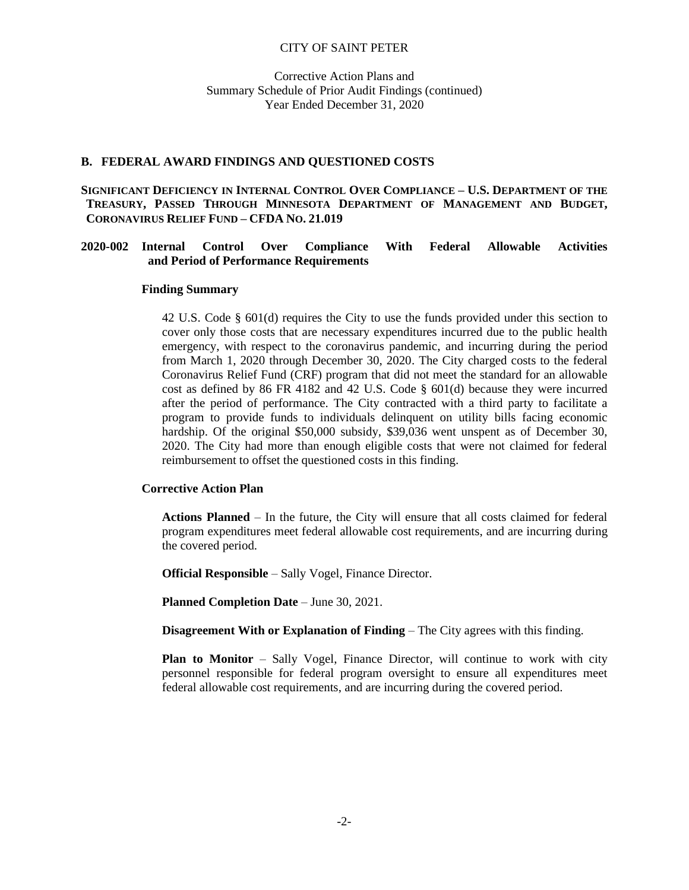CITY OF SAINT PETER

Corrective Action Plans and
Summary Schedule of Prior Audit Findings (continued)
Year Ended December 31, 2020

## B. FEDERAL AWARD FINDINGS AND QUESTIONED COSTS

### SIGNIFICANT DEFICIENCY IN INTERNAL CONTROL OVER COMPLIANCE – U.S. DEPARTMENT OF THE TREASURY, PASSED THROUGH MINNESOTA DEPARTMENT OF MANAGEMENT AND BUDGET, CORONAVIRUS RELIEF FUND – CFDA NO. 21.019

### 2020-002 Internal Control Over Compliance With Federal Allowable Activities and Period of Performance Requirements

**Finding Summary**

42 U.S. Code § 601(d) requires the City to use the funds provided under this section to cover only those costs that are necessary expenditures incurred due to the public health emergency, with respect to the coronavirus pandemic, and incurring during the period from March 1, 2020 through December 30, 2020. The City charged costs to the federal Coronavirus Relief Fund (CRF) program that did not meet the standard for an allowable cost as defined by 86 FR 4182 and 42 U.S. Code § 601(d) because they were incurred after the period of performance. The City contracted with a third party to facilitate a program to provide funds to individuals delinquent on utility bills facing economic hardship. Of the original $50,000 subsidy, $39,036 went unspent as of December 30, 2020. The City had more than enough eligible costs that were not claimed for federal reimbursement to offset the questioned costs in this finding.

**Corrective Action Plan**

**Actions Planned** – In the future, the City will ensure that all costs claimed for federal program expenditures meet federal allowable cost requirements, and are incurring during the covered period.

**Official Responsible** – Sally Vogel, Finance Director.

**Planned Completion Date** – June 30, 2021.

**Disagreement With or Explanation of Finding** – The City agrees with this finding.

**Plan to Monitor** – Sally Vogel, Finance Director, will continue to work with city personnel responsible for federal program oversight to ensure all expenditures meet federal allowable cost requirements, and are incurring during the covered period.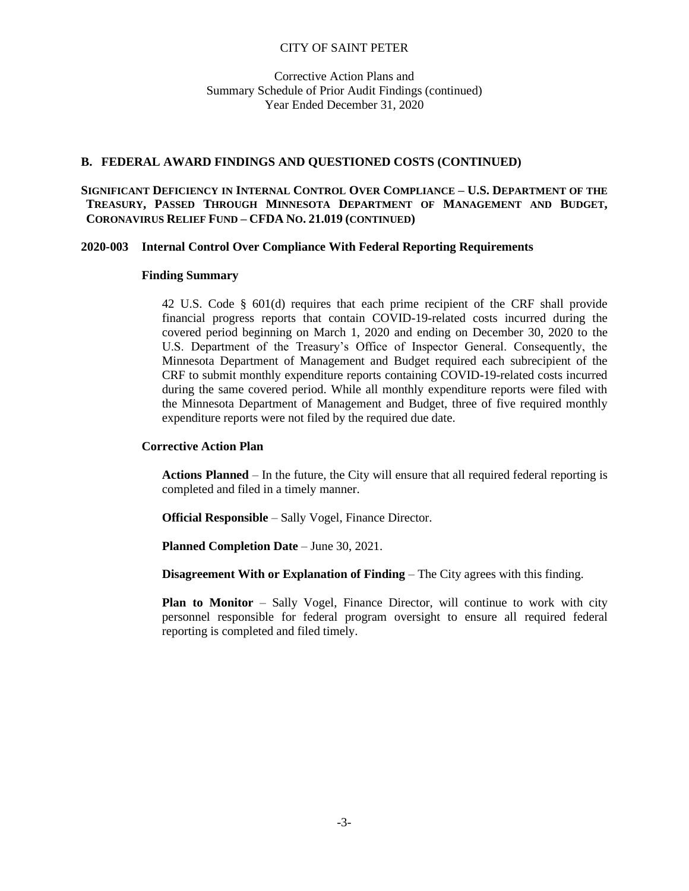# CITY OF SAINT PETER

Corrective Action Plans and
Summary Schedule of Prior Audit Findings (continued)
Year Ended December 31, 2020

## B. FEDERAL AWARD FINDINGS AND QUESTIONED COSTS (CONTINUED)

**SIGNIFICANT DEFICIENCY IN INTERNAL CONTROL OVER COMPLIANCE – U.S. DEPARTMENT OF THE TREASURY, PASSED THROUGH MINNESOTA DEPARTMENT OF MANAGEMENT AND BUDGET, CORONAVIRUS RELIEF FUND – CFDA NO. 21.019 (CONTINUED)**

### 2020-003 Internal Control Over Compliance With Federal Reporting Requirements

**Finding Summary**

42 U.S. Code § 601(d) requires that each prime recipient of the CRF shall provide financial progress reports that contain COVID-19-related costs incurred during the covered period beginning on March 1, 2020 and ending on December 30, 2020 to the U.S. Department of the Treasury's Office of Inspector General. Consequently, the Minnesota Department of Management and Budget required each subrecipient of the CRF to submit monthly expenditure reports containing COVID-19-related costs incurred during the same covered period. While all monthly expenditure reports were filed with the Minnesota Department of Management and Budget, three of five required monthly expenditure reports were not filed by the required due date.

**Corrective Action Plan**

**Actions Planned** – In the future, the City will ensure that all required federal reporting is completed and filed in a timely manner.

**Official Responsible** – Sally Vogel, Finance Director.

**Planned Completion Date** – June 30, 2021.

**Disagreement With or Explanation of Finding** – The City agrees with this finding.

**Plan to Monitor** – Sally Vogel, Finance Director, will continue to work with city personnel responsible for federal program oversight to ensure all required federal reporting is completed and filed timely.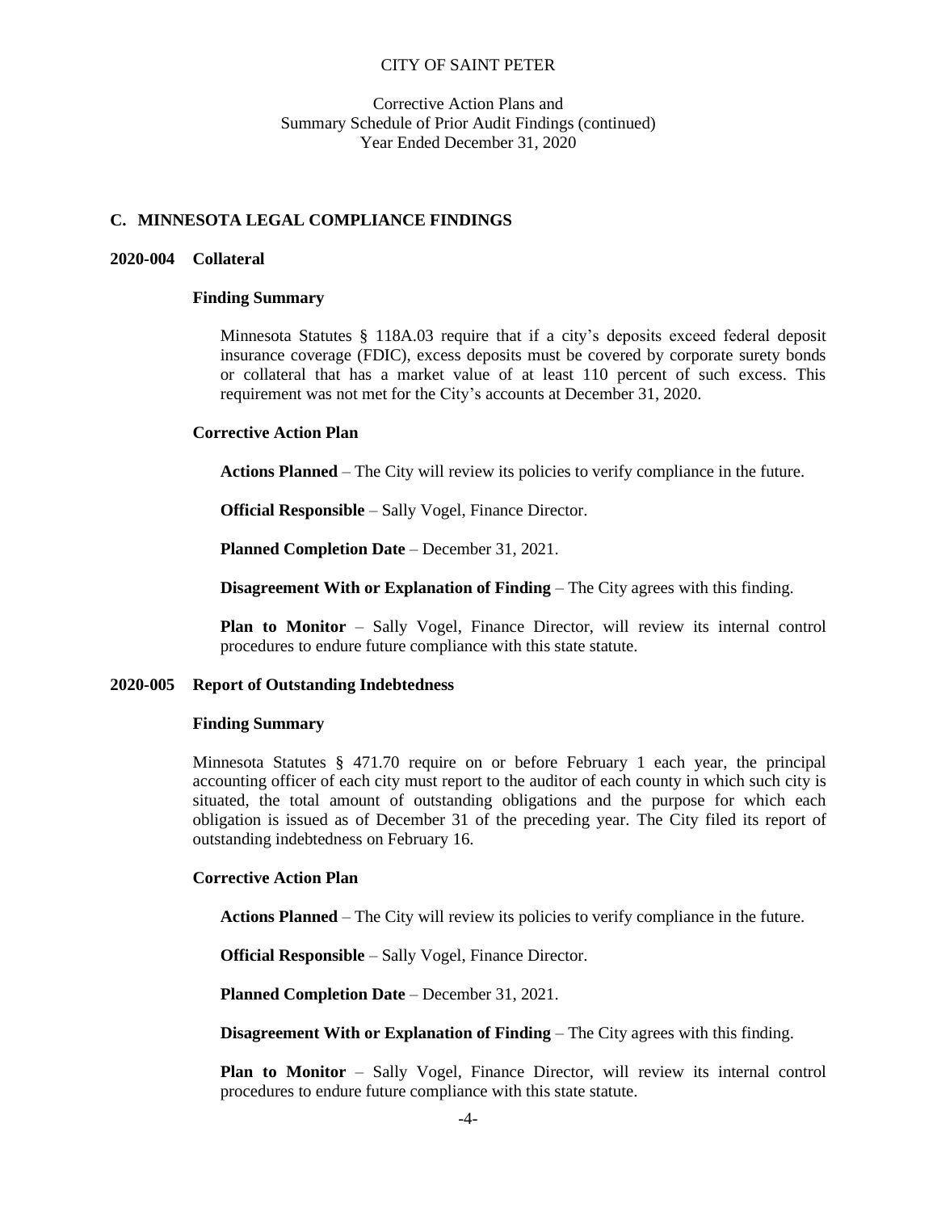CITY OF SAINT PETER

Corrective Action Plans and
Summary Schedule of Prior Audit Findings (continued)
Year Ended December 31, 2020

## C. MINNESOTA LEGAL COMPLIANCE FINDINGS

### 2020-004 Collateral

**Finding Summary**

Minnesota Statutes § 118A.03 require that if a city's deposits exceed federal deposit insurance coverage (FDIC), excess deposits must be covered by corporate surety bonds or collateral that has a market value of at least 110 percent of such excess. This requirement was not met for the City's accounts at December 31, 2020.

**Corrective Action Plan**

**Actions Planned** – The City will review its policies to verify compliance in the future.

**Official Responsible** – Sally Vogel, Finance Director.

**Planned Completion Date** – December 31, 2021.

**Disagreement With or Explanation of Finding** – The City agrees with this finding.

**Plan to Monitor** – Sally Vogel, Finance Director, will review its internal control procedures to endure future compliance with this state statute.

### 2020-005 Report of Outstanding Indebtedness

**Finding Summary**

Minnesota Statutes § 471.70 require on or before February 1 each year, the principal accounting officer of each city must report to the auditor of each county in which such city is situated, the total amount of outstanding obligations and the purpose for which each obligation is issued as of December 31 of the preceding year. The City filed its report of outstanding indebtedness on February 16.

**Corrective Action Plan**

**Actions Planned** – The City will review its policies to verify compliance in the future.

**Official Responsible** – Sally Vogel, Finance Director.

**Planned Completion Date** – December 31, 2021.

**Disagreement With or Explanation of Finding** – The City agrees with this finding.

**Plan to Monitor** – Sally Vogel, Finance Director, will review its internal control procedures to endure future compliance with this state statute.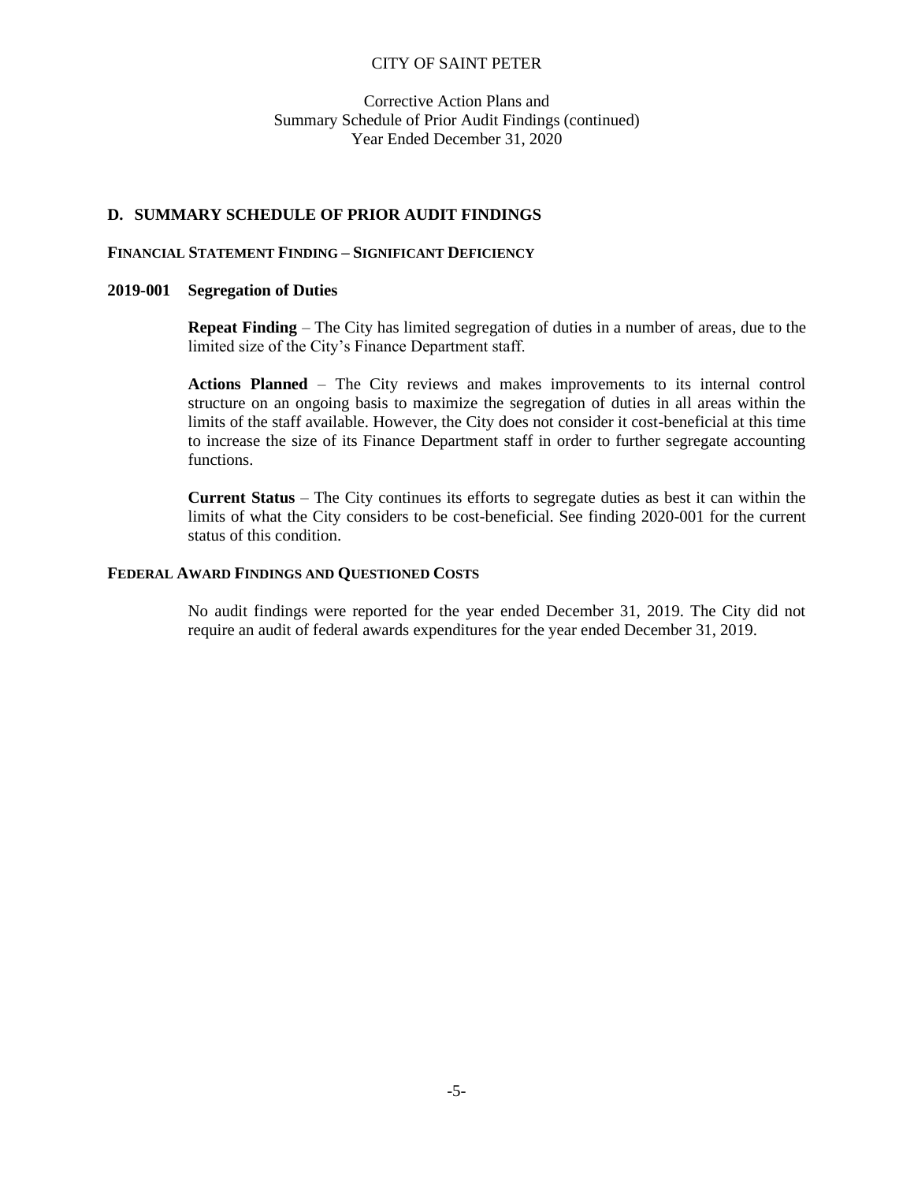CITY OF SAINT PETER

Corrective Action Plans and
Summary Schedule of Prior Audit Findings (continued)
Year Ended December 31, 2020

## D. SUMMARY SCHEDULE OF PRIOR AUDIT FINDINGS

### FINANCIAL STATEMENT FINDING – SIGNIFICANT DEFICIENCY

#### 2019-001 Segregation of Duties

**Repeat Finding** – The City has limited segregation of duties in a number of areas, due to the limited size of the City's Finance Department staff.

**Actions Planned** – The City reviews and makes improvements to its internal control structure on an ongoing basis to maximize the segregation of duties in all areas within the limits of the staff available. However, the City does not consider it cost-beneficial at this time to increase the size of its Finance Department staff in order to further segregate accounting functions.

**Current Status** – The City continues its efforts to segregate duties as best it can within the limits of what the City considers to be cost-beneficial. See finding 2020-001 for the current status of this condition.

### FEDERAL AWARD FINDINGS AND QUESTIONED COSTS

No audit findings were reported for the year ended December 31, 2019. The City did not require an audit of federal awards expenditures for the year ended December 31, 2019.